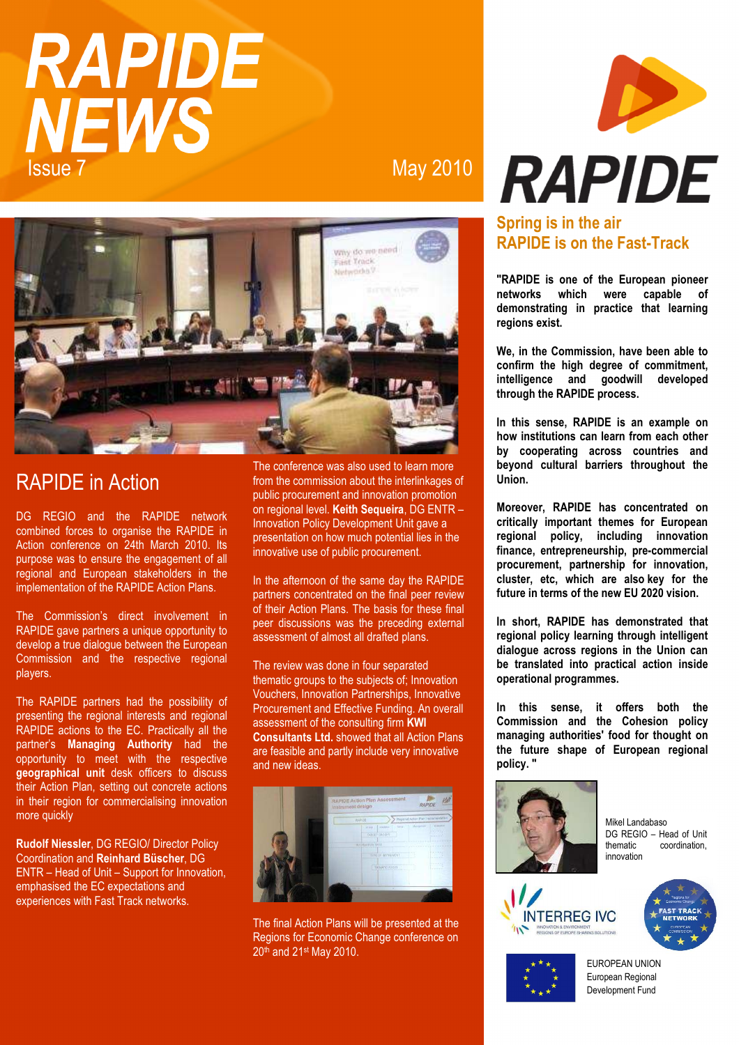# RAPIDE NEWS

Issue 7

May 2010

RAPIDE

## Spring is in the air
## RAPIDE is on the Fast-Track

**"RAPIDE is one of the European pioneer networks which were capable of demonstrating in practice that learning regions exist.**

**We, in the Commission, have been able to confirm the high degree of commitment, intelligence and goodwill developed through the RAPIDE process.**

**In this sense, RAPIDE is an example on how institutions can learn from each other by cooperating across countries and beyond cultural barriers throughout the Union.**

**Moreover, RAPIDE has concentrated on critically important themes for European regional policy, including innovation finance, entrepreneurship, pre-commercial procurement, partnership for innovation, cluster, etc, which are also key for the future in terms of the new EU 2020 vision.**

**In short, RAPIDE has demonstrated that regional policy learning through intelligent dialogue across regions in the Union can be translated into practical action inside operational programmes.**

**In this sense, it offers both the Commission and the Cohesion policy managing authorities' food for thought on the future shape of European regional policy. "**

Mikel Landabaso
DG REGIO – Head of Unit thematic coordination, innovation

## RAPIDE in Action

DG REGIO and the RAPIDE network combined forces to organise the RAPIDE in Action conference on 24th March 2010. Its purpose was to ensure the engagement of all regional and European stakeholders in the implementation of the RAPIDE Action Plans.

The Commission's direct involvement in RAPIDE gave partners a unique opportunity to develop a true dialogue between the European Commission and the respective regional players.

The RAPIDE partners had the possibility of presenting the regional interests and regional RAPIDE actions to the EC. Practically all the partner's **Managing Authority** had the opportunity to meet with the respective **geographical unit** desk officers to discuss their Action Plan, setting out concrete actions in their region for commercialising innovation more quickly

**Rudolf Niessler**, DG REGIO/ Director Policy Coordination and **Reinhard Büscher**, DG ENTR – Head of Unit – Support for Innovation, emphasised the EC expectations and experiences with Fast Track networks.

The conference was also used to learn more from the commission about the interlinkages of public procurement and innovation promotion on regional level. **Keith Sequeira**, DG ENTR – Innovation Policy Development Unit gave a presentation on how much potential lies in the innovative use of public procurement.

In the afternoon of the same day the RAPIDE partners concentrated on the final peer review of their Action Plans. The basis for these final peer discussions was the preceding external assessment of almost all drafted plans.

The review was done in four separated thematic groups to the subjects of; Innovation Vouchers, Innovation Partnerships, Innovative Procurement and Effective Funding. An overall assessment of the consulting firm **KWI Consultants Ltd.** showed that all Action Plans are feasible and partly include very innovative and new ideas.

The final Action Plans will be presented at the Regions for Economic Change conference on 20th and 21st May 2010.

INTERREG IVC

FAST TRACK NETWORK

EUROPEAN UNION
European Regional Development Fund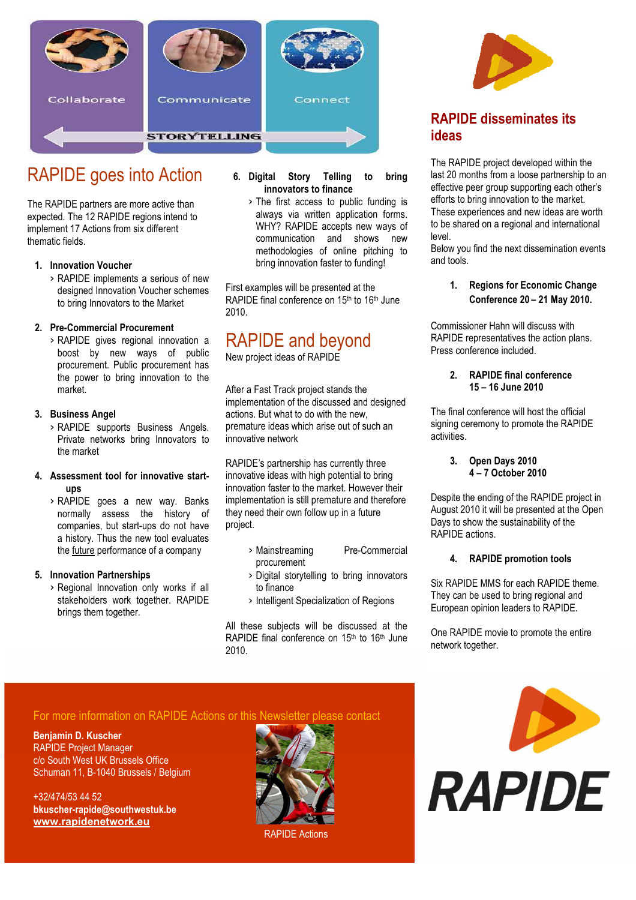Collaborate

Communicate

Connect

STORYTELLING

# RAPIDE goes into Action

The RAPIDE partners are more active than expected. The 12 RAPIDE regions intend to implement 17 Actions from six different thematic fields.

1. **Innovation Voucher**
   - RAPIDE implements a serious of new designed Innovation Voucher schemes to bring Innovators to the Market
2. **Pre-Commercial Procurement**
   - RAPIDE gives regional innovation a boost by new ways of public procurement. Public procurement has the power to bring innovation to the market.
3. **Business Angel**
   - RAPIDE supports Business Angels. Private networks bring Innovators to the market
4. **Assessment tool for innovative start-ups**
   - RAPIDE goes a new way. Banks normally assess the history of companies, but start-ups do not have a history. Thus the new tool evaluates the future performance of a company
5. **Innovation Partnerships**
   - Regional Innovation only works if all stakeholders work together. RAPIDE brings them together.
6. **Digital Story Telling to bring innovators to finance**
   - The first access to public funding is always via written application forms. WHY? RAPIDE accepts new ways of communication and shows new methodologies of online pitching to bring innovation faster to funding!

First examples will be presented at the RAPIDE final conference on 15th to 16th June 2010.

# RAPIDE and beyond

New project ideas of RAPIDE

After a Fast Track project stands the implementation of the discussed and designed actions. But what to do with the new, premature ideas which arise out of such an innovative network

RAPIDE's partnership has currently three innovative ideas with high potential to bring innovation faster to the market. However their implementation is still premature and therefore they need their own follow up in a future project.

- Mainstreaming Pre-Commercial procurement
- Digital storytelling to bring innovators to finance
- Intelligent Specialization of Regions

All these subjects will be discussed at the RAPIDE final conference on 15th to 16th June 2010.

# RAPIDE disseminates its ideas

The RAPIDE project developed within the last 20 months from a loose partnership to an effective peer group supporting each other's efforts to bring innovation to the market. These experiences and new ideas are worth to be shared on a regional and international level.
Below you find the next dissemination events and tools.

1. **Regions for Economic Change Conference 20 – 21 May 2010.**

Commissioner Hahn will discuss with RAPIDE representatives the action plans. Press conference included.

2. **RAPIDE final conference 15 – 16 June 2010**

The final conference will host the official signing ceremony to promote the RAPIDE activities.

3. **Open Days 2010 4 – 7 October 2010**

Despite the ending of the RAPIDE project in August 2010 it will be presented at the Open Days to show the sustainability of the RAPIDE actions.

4. **RAPIDE promotion tools**

Six RAPIDE MMS for each RAPIDE theme. They can be used to bring regional and European opinion leaders to RAPIDE.

One RAPIDE movie to promote the entire network together.

For more information on RAPIDE Actions or this Newsletter please contact

**Benjamin D. Kuscher**
RAPIDE Project Manager
c/o South West UK Brussels Office
Schuman 11, B-1040 Brussels / Belgium

+32/474/53 44 52
**bkuscher-rapide@southwestuk.be**
**www.rapidenetwork.eu**

RAPIDE Actions

RAPIDE